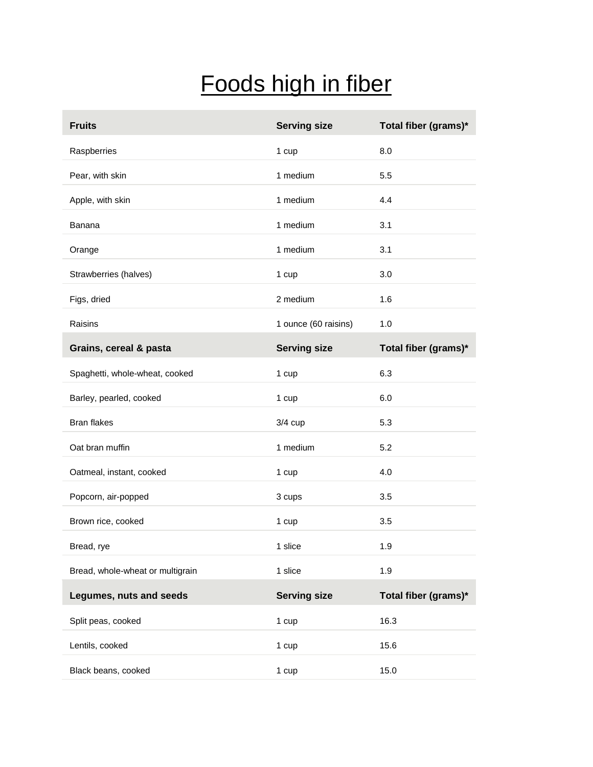# Foods high in fiber

| Fruits | Serving size | Total fiber (grams)* |
|---|---|---|
| Raspberries | 1 cup | 8.0 |
| Pear, with skin | 1 medium | 5.5 |
| Apple, with skin | 1 medium | 4.4 |
| Banana | 1 medium | 3.1 |
| Orange | 1 medium | 3.1 |
| Strawberries (halves) | 1 cup | 3.0 |
| Figs, dried | 2 medium | 1.6 |
| Raisins | 1 ounce (60 raisins) | 1.0 |
| **Grains, cereal & pasta** | **Serving size** | **Total fiber (grams)*** |
| Spaghetti, whole-wheat, cooked | 1 cup | 6.3 |
| Barley, pearled, cooked | 1 cup | 6.0 |
| Bran flakes | 3/4 cup | 5.3 |
| Oat bran muffin | 1 medium | 5.2 |
| Oatmeal, instant, cooked | 1 cup | 4.0 |
| Popcorn, air-popped | 3 cups | 3.5 |
| Brown rice, cooked | 1 cup | 3.5 |
| Bread, rye | 1 slice | 1.9 |
| Bread, whole-wheat or multigrain | 1 slice | 1.9 |
| **Legumes, nuts and seeds** | **Serving size** | **Total fiber (grams)*** |
| Split peas, cooked | 1 cup | 16.3 |
| Lentils, cooked | 1 cup | 15.6 |
| Black beans, cooked | 1 cup | 15.0 |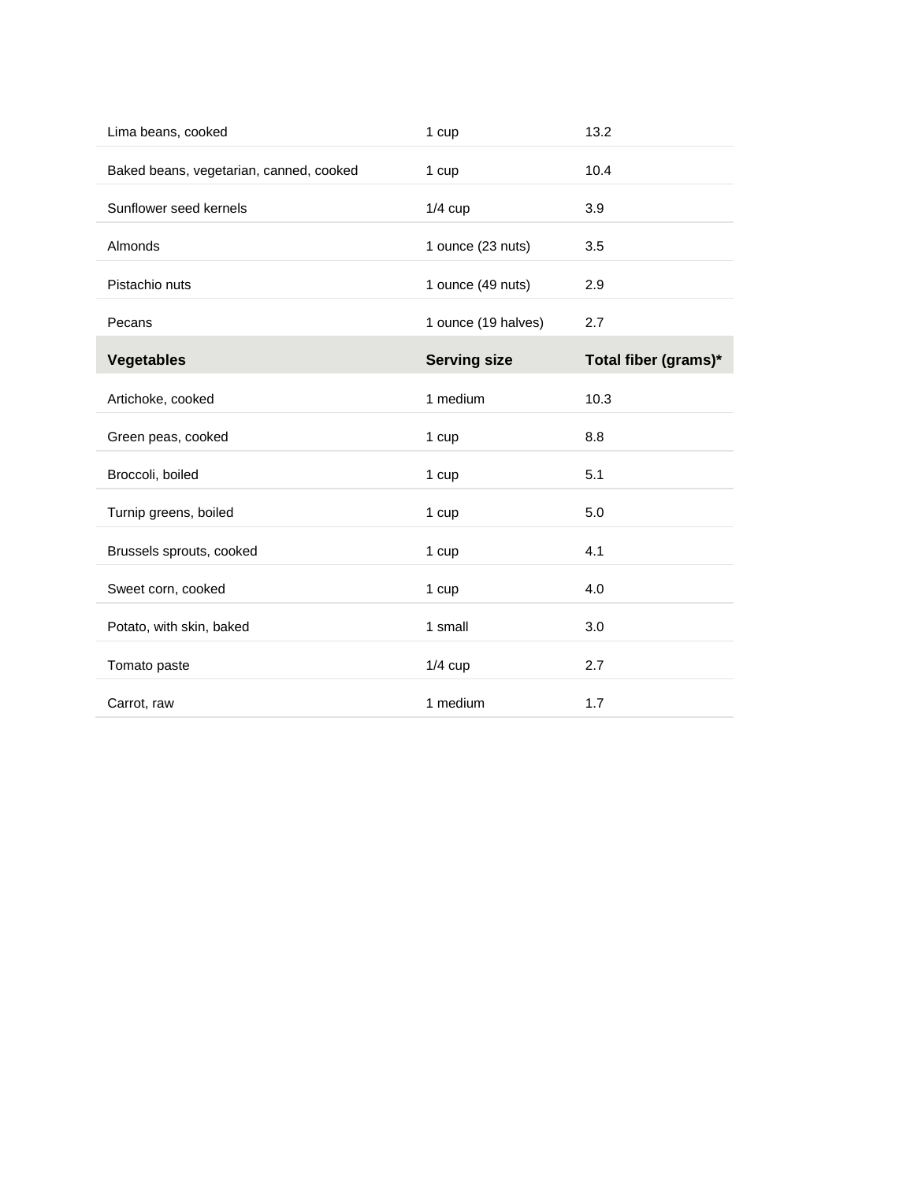| | | |
|---|---|---|
| Lima beans, cooked | 1 cup | 13.2 |
| Baked beans, vegetarian, canned, cooked | 1 cup | 10.4 |
| Sunflower seed kernels | 1/4 cup | 3.9 |
| Almonds | 1 ounce (23 nuts) | 3.5 |
| Pistachio nuts | 1 ounce (49 nuts) | 2.9 |
| Pecans | 1 ounce (19 halves) | 2.7 |
| **Vegetables** | **Serving size** | **Total fiber (grams)*** |
| Artichoke, cooked | 1 medium | 10.3 |
| Green peas, cooked | 1 cup | 8.8 |
| Broccoli, boiled | 1 cup | 5.1 |
| Turnip greens, boiled | 1 cup | 5.0 |
| Brussels sprouts, cooked | 1 cup | 4.1 |
| Sweet corn, cooked | 1 cup | 4.0 |
| Potato, with skin, baked | 1 small | 3.0 |
| Tomato paste | 1/4 cup | 2.7 |
| Carrot, raw | 1 medium | 1.7 |